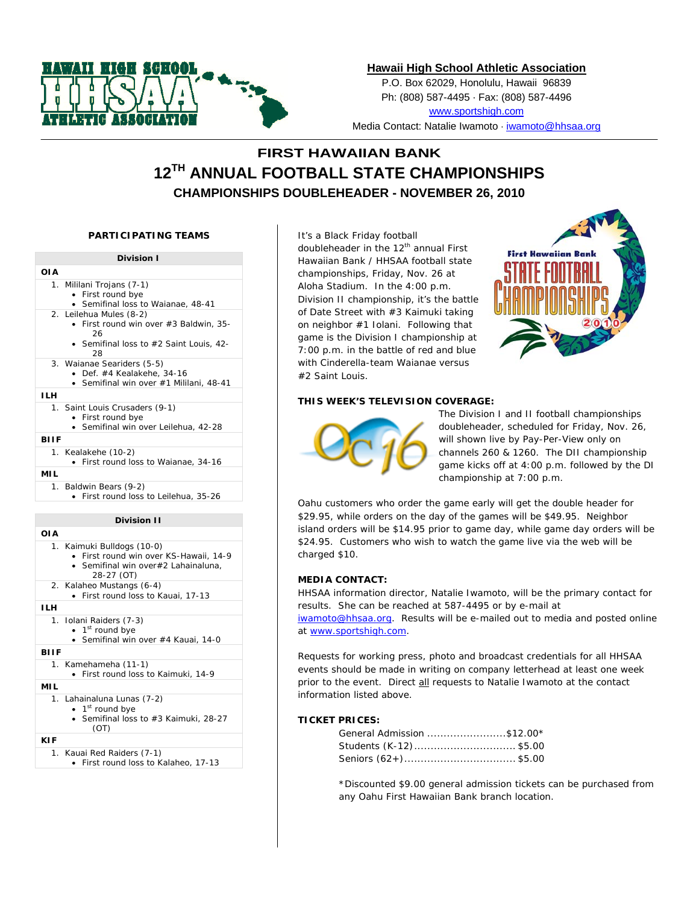**Hawaii High School Athletic Association**
P.O. Box 62029, Honolulu, Hawaii 96839
Ph: (808) 587-4495 · Fax: (808) 587-4496
www.sportshigh.com
Media Contact: Natalie Iwamoto · iwamoto@hhsaa.org

# FIRST HAWAIIAN BANK
# 12TH ANNUAL FOOTBALL STATE CHAMPIONSHIPS
## CHAMPIONSHIPS DOUBLEHEADER - NOVEMBER 26, 2010

### PARTICIPATING TEAMS

**Division I**

**OIA**
1. Mililani Trojans (7-1)
   - First round bye
   - Semifinal loss to Waianae, 48-41
2. Leilehua Mules (8-2)
   - First round win over #3 Baldwin, 35-26
   - Semifinal loss to #2 Saint Louis, 42-28
3. Waianae Seariders (5-5)
   - Def. #4 Kealakehe, 34-16
   - Semifinal win over #1 Mililani, 48-41

**ILH**
1. Saint Louis Crusaders (9-1)
   - First round bye
   - Semifinal win over Leilehua, 42-28

**BIIF**
1. Kealakehe (10-2)
   - First round loss to Waianae, 34-16

**MIL**
1. Baldwin Bears (9-2)
   - First round loss to Leilehua, 35-26

**Division II**

**OIA**
1. Kaimuki Bulldogs (10-0)
   - First round win over KS-Hawaii, 14-9
   - Semifinal win over#2 Lahainaluna, 28-27 (OT)
2. Kalaheo Mustangs (6-4)
   - First round loss to Kauai, 17-13

**ILH**
1. Iolani Raiders (7-3)
   - 1st round bye
   - Semifinal win over #4 Kauai, 14-0

**BIIF**
1. Kamehameha (11-1)
   - First round loss to Kaimuki, 14-9

**MIL**
1. Lahainaluna Lunas (7-2)
   - 1st round bye
   - Semifinal loss to #3 Kaimuki, 28-27 (OT)

**KIF**
1. Kauai Red Raiders (7-1)
   - First round loss to Kalaheo, 17-13

It's a Black Friday football doubleheader in the 12th annual First Hawaiian Bank / HHSAA football state championships, Friday, Nov. 26 at Aloha Stadium. In the 4:00 p.m. Division II championship, it's the battle of Date Street with #3 Kaimuki taking on neighbor #1 Iolani. Following that game is the Division I championship at 7:00 p.m. in the battle of red and blue with Cinderella-team Waianae versus #2 Saint Louis.

### THIS WEEK'S TELEVISION COVERAGE:

The Division I and II football championships doubleheader, scheduled for Friday, Nov. 26, will shown live by Pay-Per-View only on channels 260 & 1260. The DII championship game kicks off at 4:00 p.m. followed by the DI championship at 7:00 p.m.

Oahu customers who order the game early will get the double header for $29.95, while orders on the day of the games will be $49.95. Neighbor island orders will be $14.95 prior to game day, while game day orders will be $24.95. Customers who wish to watch the game live via the web will be charged $10.

### MEDIA CONTACT:

HHSAA information director, Natalie Iwamoto, will be the primary contact for results. She can be reached at 587-4495 or by e-mail at iwamoto@hhsaa.org. Results will be e-mailed out to media and posted online at www.sportshigh.com.

Requests for working press, photo and broadcast credentials for all HHSAA events should be made in writing on company letterhead at least one week prior to the event. Direct all requests to Natalie Iwamoto at the contact information listed above.

### TICKET PRICES:

General Admission ........................$12.00*
Students (K-12)............................... $5.00
Seniors (62+)................................. $5.00

*Discounted $9.00 general admission tickets can be purchased from any Oahu First Hawaiian Bank branch location.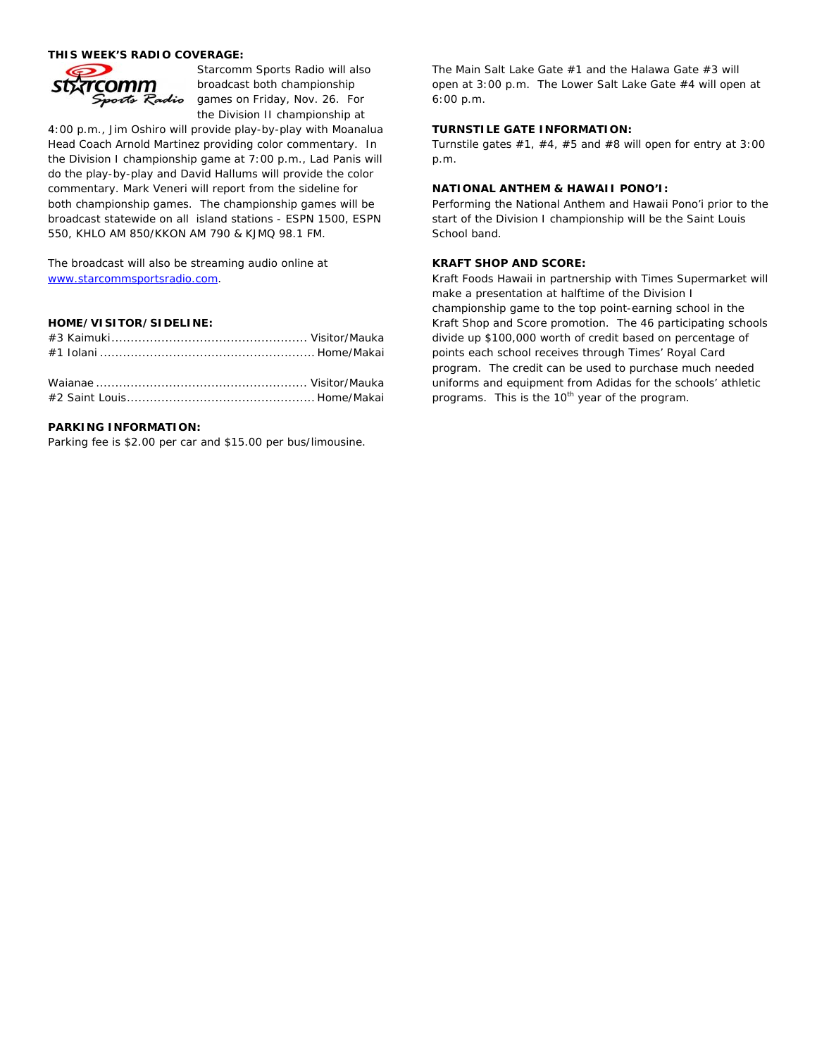**THIS WEEK'S RADIO COVERAGE:**

Starcomm Sports Radio will also broadcast both championship games on Friday, Nov. 26. For the Division II championship at 4:00 p.m., Jim Oshiro will provide play-by-play with Moanalua Head Coach Arnold Martinez providing color commentary. In the Division I championship game at 7:00 p.m., Lad Panis will do the play-by-play and David Hallums will provide the color commentary. Mark Veneri will report from the sideline for both championship games. The championship games will be broadcast statewide on all island stations - ESPN 1500, ESPN 550, KHLO AM 850/KKON AM 790 & KJMQ 98.1 FM.

The broadcast will also be streaming audio online at www.starcommsportsradio.com.

**HOME/VISITOR/SIDELINE:**

#3 Kaimuki .................................................. Visitor/Mauka
#1 Iolani ...................................................... Home/Makai

Waianae ...................................................... Visitor/Mauka
#2 Saint Louis ............................................... Home/Makai

**PARKING INFORMATION:**

Parking fee is $2.00 per car and $15.00 per bus/limousine.

The Main Salt Lake Gate #1 and the Halawa Gate #3 will open at 3:00 p.m. The Lower Salt Lake Gate #4 will open at 6:00 p.m.

**TURNSTILE GATE INFORMATION:**

Turnstile gates #1, #4, #5 and #8 will open for entry at 3:00 p.m.

**NATIONAL ANTHEM & HAWAII PONO'I:**

Performing the National Anthem and Hawaii Pono'i prior to the start of the Division I championship will be the Saint Louis School band.

**KRAFT SHOP AND SCORE:**

Kraft Foods Hawaii in partnership with Times Supermarket will make a presentation at halftime of the Division I championship game to the top point-earning school in the Kraft Shop and Score promotion. The 46 participating schools divide up $100,000 worth of credit based on percentage of points each school receives through Times' Royal Card program. The credit can be used to purchase much needed uniforms and equipment from Adidas for the schools' athletic programs. This is the 10th year of the program.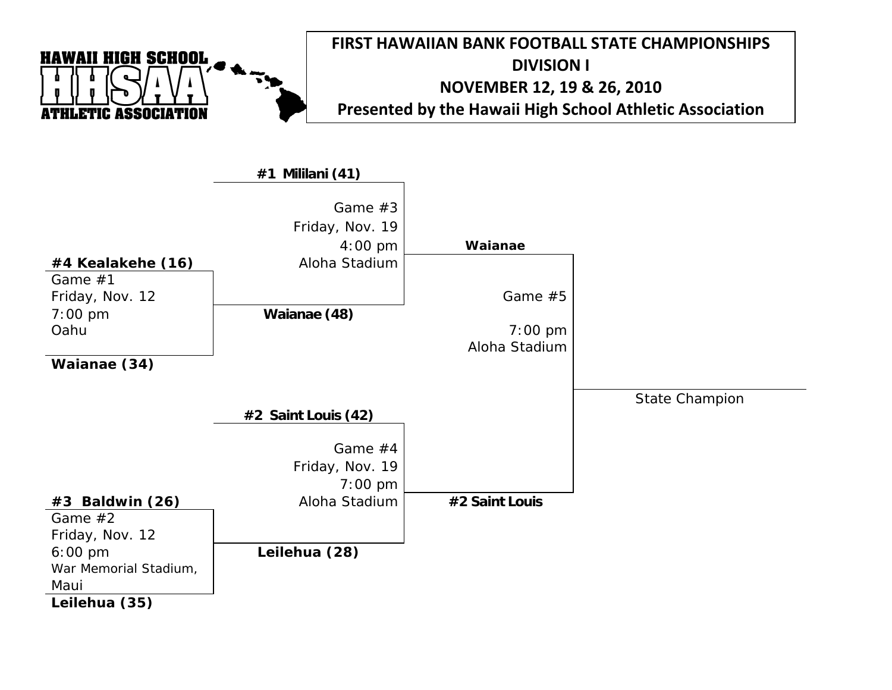HAWAII HIGH SCHOOL HHSAA ATHLETIC ASSOCIATION

# FIRST HAWAIIAN BANK FOOTBALL STATE CHAMPIONSHIPS
## DIVISION I
## NOVEMBER 12, 19 & 26, 2010
### Presented by the Hawaii High School Athletic Association

**#4 Kealakehe (16)**
Game #1
Friday, Nov. 12
7:00 pm
Oahu
**Waianae (34)**

**#1 Mililani (41)**
Game #3
Friday, Nov. 19
4:00 pm
Aloha Stadium
**Waianae (48)**

**#3 Baldwin (26)**
Game #2
Friday, Nov. 12
6:00 pm
War Memorial Stadium, Maui
**Leilehua (35)**

**#2 Saint Louis (42)**
Game #4
Friday, Nov. 19
7:00 pm
Aloha Stadium
**Leilehua (28)**

**Waianae**
Game #5
7:00 pm
Aloha Stadium
**#2 Saint Louis**

State Champion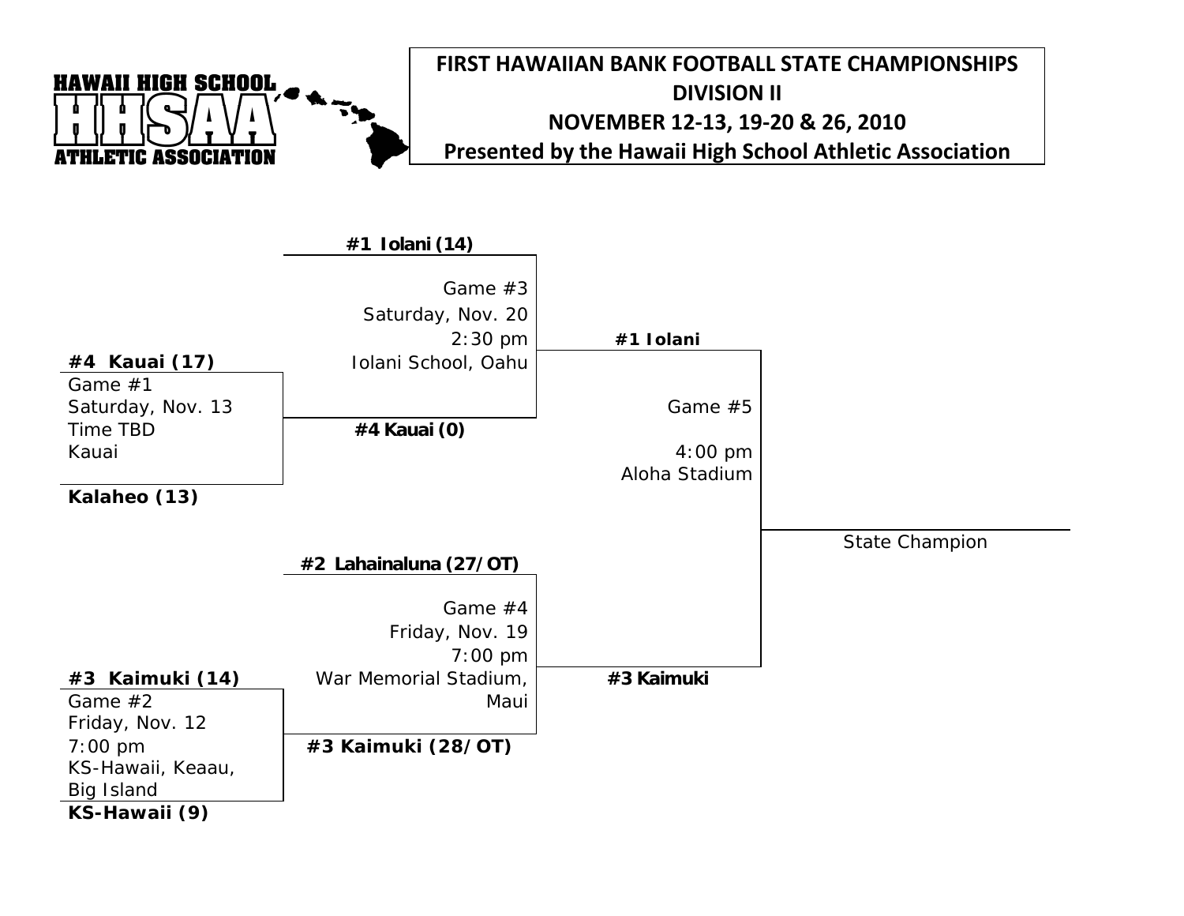HAWAII HIGH SCHOOL HHSAA ATHLETIC ASSOCIATION

# FIRST HAWAIIAN BANK FOOTBALL STATE CHAMPIONSHIPS
## DIVISION II
## NOVEMBER 12-13, 19-20 & 26, 2010
## Presented by the Hawaii High School Athletic Association

**#4 Kauai (17)**
Game #1
Saturday, Nov. 13
Time TBD
Kauai
**Kalaheo (13)**

**#3 Kaimuki (14)**
Game #2
Friday, Nov. 12
7:00 pm
KS-Hawaii, Keaau, Big Island
**KS-Hawaii (9)**

**#1 Iolani (14)**
Game #3
Saturday, Nov. 20
2:30 pm
Iolani School, Oahu
**#4 Kauai (0)**

**#2 Lahainaluna (27/OT)**
Game #4
Friday, Nov. 19
7:00 pm
War Memorial Stadium, Maui
**#3 Kaimuki (28/OT)**

**#1 Iolani**
Game #5
4:00 pm
Aloha Stadium
**#3 Kaimuki**

State Champion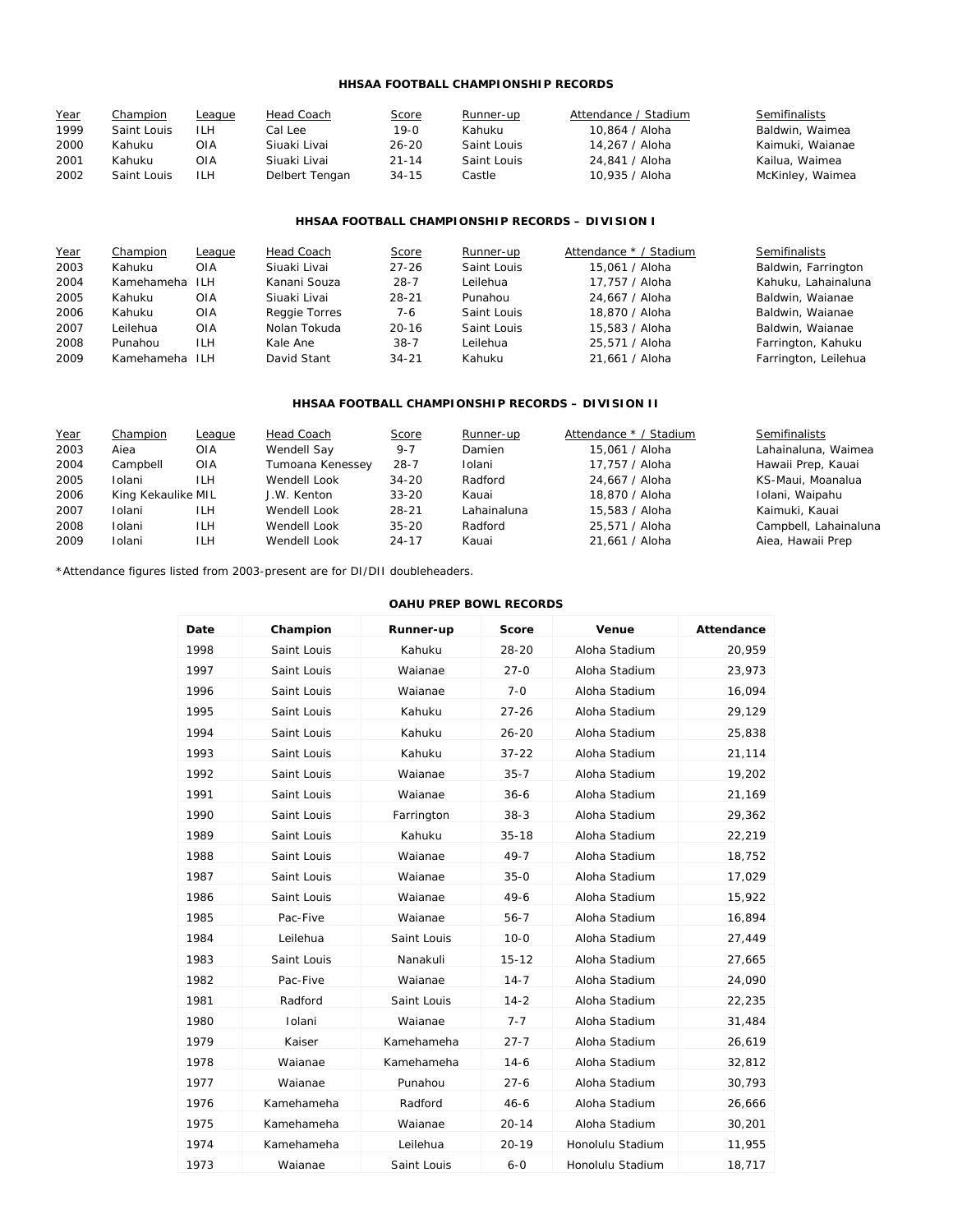## HHSAA FOOTBALL CHAMPIONSHIP RECORDS

| Year | Champion | League | Head Coach | Score | Runner-up | Attendance / Stadium | Semifinalists |
|---|---|---|---|---|---|---|---|
| 1999 | Saint Louis | ILH | Cal Lee | 19-0 | Kahuku | 10,864 / Aloha | Baldwin, Waimea |
| 2000 | Kahuku | OIA | Siuaki Livai | 26-20 | Saint Louis | 14,267 / Aloha | Kaimuki, Waianae |
| 2001 | Kahuku | OIA | Siuaki Livai | 21-14 | Saint Louis | 24,841 / Aloha | Kailua, Waimea |
| 2002 | Saint Louis | ILH | Delbert Tengan | 34-15 | Castle | 10,935 / Aloha | McKinley, Waimea |

## HHSAA FOOTBALL CHAMPIONSHIP RECORDS – DIVISION I

| Year | Champion | League | Head Coach | Score | Runner-up | Attendance * / Stadium | Semifinalists |
|---|---|---|---|---|---|---|---|
| 2003 | Kahuku | OIA | Siuaki Livai | 27-26 | Saint Louis | 15,061 / Aloha | Baldwin, Farrington |
| 2004 | Kamehameha | ILH | Kanani Souza | 28-7 | Leilehua | 17,757 / Aloha | Kahuku, Lahainaluna |
| 2005 | Kahuku | OIA | Siuaki Livai | 28-21 | Punahou | 24,667 / Aloha | Baldwin, Waianae |
| 2006 | Kahuku | OIA | Reggie Torres | 7-6 | Saint Louis | 18,870 / Aloha | Baldwin, Waianae |
| 2007 | Leilehua | OIA | Nolan Tokuda | 20-16 | Saint Louis | 15,583 / Aloha | Baldwin, Waianae |
| 2008 | Punahou | ILH | Kale Ane | 38-7 | Leilehua | 25,571 / Aloha | Farrington, Kahuku |
| 2009 | Kamehameha | ILH | David Stant | 34-21 | Kahuku | 21,661 / Aloha | Farrington, Leilehua |

## HHSAA FOOTBALL CHAMPIONSHIP RECORDS – DIVISION II

| Year | Champion | League | Head Coach | Score | Runner-up | Attendance * / Stadium | Semifinalists |
|---|---|---|---|---|---|---|---|
| 2003 | Aiea | OIA | Wendell Say | 9-7 | Damien | 15,061 / Aloha | Lahainaluna, Waimea |
| 2004 | Campbell | OIA | Tumoana Kenessey | 28-7 | Iolani | 17,757 / Aloha | Hawaii Prep, Kauai |
| 2005 | Iolani | ILH | Wendell Look | 34-20 | Radford | 24,667 / Aloha | KS-Maui, Moanalua |
| 2006 | King Kekaulike | MIL | J.W. Kenton | 33-20 | Kauai | 18,870 / Aloha | Iolani, Waipahu |
| 2007 | Iolani | ILH | Wendell Look | 28-21 | Lahainaluna | 15,583 / Aloha | Kaimuki, Kauai |
| 2008 | Iolani | ILH | Wendell Look | 35-20 | Radford | 25,571 / Aloha | Campbell, Lahainaluna |
| 2009 | Iolani | ILH | Wendell Look | 24-17 | Kauai | 21,661 / Aloha | Aiea, Hawaii Prep |

*Attendance figures listed from 2003-present are for DI/DII doubleheaders.

## OAHU PREP BOWL RECORDS

| Date | Champion | Runner-up | Score | Venue | Attendance |
|---|---|---|---|---|---|
| 1998 | Saint Louis | Kahuku | 28-20 | Aloha Stadium | 20,959 |
| 1997 | Saint Louis | Waianae | 27-0 | Aloha Stadium | 23,973 |
| 1996 | Saint Louis | Waianae | 7-0 | Aloha Stadium | 16,094 |
| 1995 | Saint Louis | Kahuku | 27-26 | Aloha Stadium | 29,129 |
| 1994 | Saint Louis | Kahuku | 26-20 | Aloha Stadium | 25,838 |
| 1993 | Saint Louis | Kahuku | 37-22 | Aloha Stadium | 21,114 |
| 1992 | Saint Louis | Waianae | 35-7 | Aloha Stadium | 19,202 |
| 1991 | Saint Louis | Waianae | 36-6 | Aloha Stadium | 21,169 |
| 1990 | Saint Louis | Farrington | 38-3 | Aloha Stadium | 29,362 |
| 1989 | Saint Louis | Kahuku | 35-18 | Aloha Stadium | 22,219 |
| 1988 | Saint Louis | Waianae | 49-7 | Aloha Stadium | 18,752 |
| 1987 | Saint Louis | Waianae | 35-0 | Aloha Stadium | 17,029 |
| 1986 | Saint Louis | Waianae | 49-6 | Aloha Stadium | 15,922 |
| 1985 | Pac-Five | Waianae | 56-7 | Aloha Stadium | 16,894 |
| 1984 | Leilehua | Saint Louis | 10-0 | Aloha Stadium | 27,449 |
| 1983 | Saint Louis | Nanakuli | 15-12 | Aloha Stadium | 27,665 |
| 1982 | Pac-Five | Waianae | 14-7 | Aloha Stadium | 24,090 |
| 1981 | Radford | Saint Louis | 14-2 | Aloha Stadium | 22,235 |
| 1980 | Iolani | Waianae | 7-7 | Aloha Stadium | 31,484 |
| 1979 | Kaiser | Kamehameha | 27-7 | Aloha Stadium | 26,619 |
| 1978 | Waianae | Kamehameha | 14-6 | Aloha Stadium | 32,812 |
| 1977 | Waianae | Punahou | 27-6 | Aloha Stadium | 30,793 |
| 1976 | Kamehameha | Radford | 46-6 | Aloha Stadium | 26,666 |
| 1975 | Kamehameha | Waianae | 20-14 | Aloha Stadium | 30,201 |
| 1974 | Kamehameha | Leilehua | 20-19 | Honolulu Stadium | 11,955 |
| 1973 | Waianae | Saint Louis | 6-0 | Honolulu Stadium | 18,717 |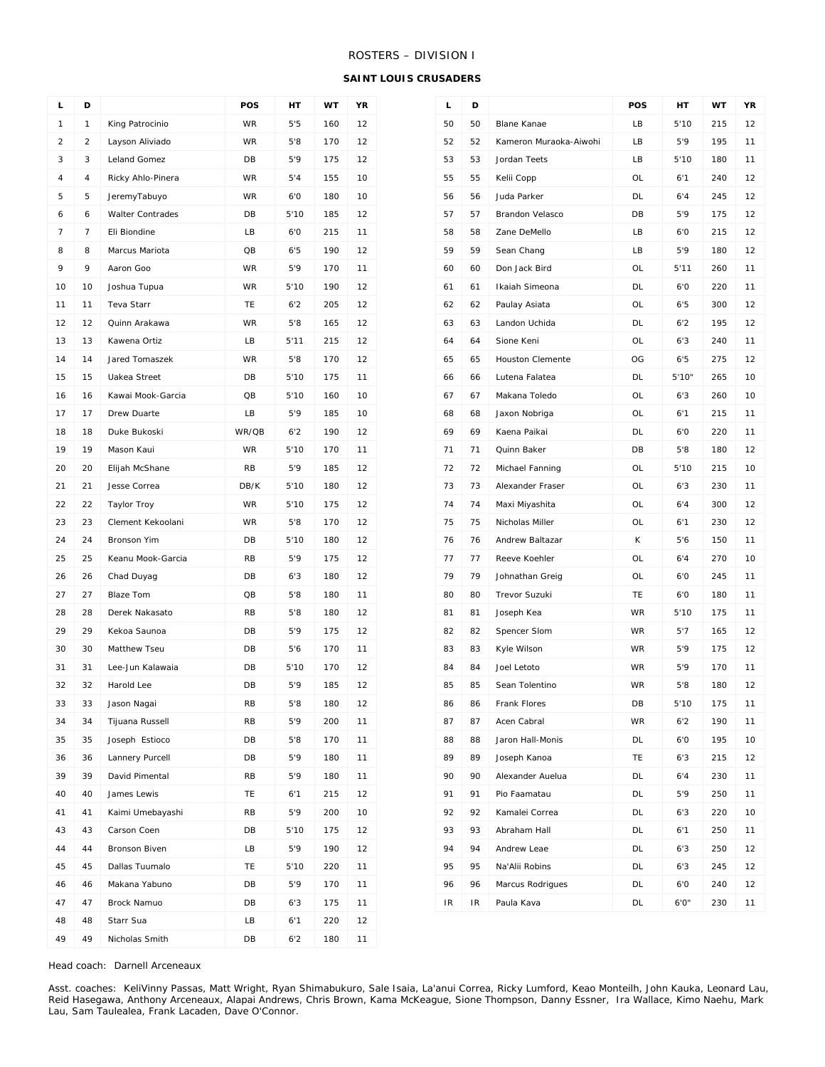ROSTERS – DIVISION I

**SAINT LOUIS CRUSADERS**

| L | D | | POS | HT | WT | YR |
|---|---|---|---|---|---|---|
| 1 | 1 | King Patrocinio | WR | 5'5 | 160 | 12 |
| 2 | 2 | Layson Aliviado | WR | 5'8 | 170 | 12 |
| 3 | 3 | Leland Gomez | DB | 5'9 | 175 | 12 |
| 4 | 4 | Ricky Ahlo-Pinera | WR | 5'4 | 155 | 10 |
| 5 | 5 | JeremyTabuyo | WR | 6'0 | 180 | 10 |
| 6 | 6 | Walter Contrades | DB | 5'10 | 185 | 12 |
| 7 | 7 | Eli Biondine | LB | 6'0 | 215 | 11 |
| 8 | 8 | Marcus Mariota | QB | 6'5 | 190 | 12 |
| 9 | 9 | Aaron Goo | WR | 5'9 | 170 | 11 |
| 10 | 10 | Joshua Tupua | WR | 5'10 | 190 | 12 |
| 11 | 11 | Teva Starr | TE | 6'2 | 205 | 12 |
| 12 | 12 | Quinn Arakawa | WR | 5'8 | 165 | 12 |
| 13 | 13 | Kawena Ortiz | LB | 5'11 | 215 | 12 |
| 14 | 14 | Jared Tomaszek | WR | 5'8 | 170 | 12 |
| 15 | 15 | Uakea Street | DB | 5'10 | 175 | 11 |
| 16 | 16 | Kawai Mook-Garcia | QB | 5'10 | 160 | 10 |
| 17 | 17 | Drew Duarte | LB | 5'9 | 185 | 10 |
| 18 | 18 | Duke Bukoski | WR/QB | 6'2 | 190 | 12 |
| 19 | 19 | Mason Kaui | WR | 5'10 | 170 | 11 |
| 20 | 20 | Elijah McShane | RB | 5'9 | 185 | 12 |
| 21 | 21 | Jesse Correa | DB/K | 5'10 | 180 | 12 |
| 22 | 22 | Taylor Troy | WR | 5'10 | 175 | 12 |
| 23 | 23 | Clement Kekoolani | WR | 5'8 | 170 | 12 |
| 24 | 24 | Bronson Yim | DB | 5'10 | 180 | 12 |
| 25 | 25 | Keanu Mook-Garcia | RB | 5'9 | 175 | 12 |
| 26 | 26 | Chad Duyag | DB | 6'3 | 180 | 12 |
| 27 | 27 | Blaze Tom | QB | 5'8 | 180 | 11 |
| 28 | 28 | Derek Nakasato | RB | 5'8 | 180 | 12 |
| 29 | 29 | Kekoa Saunoa | DB | 5'9 | 175 | 12 |
| 30 | 30 | Matthew Tseu | DB | 5'6 | 170 | 11 |
| 31 | 31 | Lee-Jun Kalawaia | DB | 5'10 | 170 | 12 |
| 32 | 32 | Harold Lee | DB | 5'9 | 185 | 12 |
| 33 | 33 | Jason Nagai | RB | 5'8 | 180 | 12 |
| 34 | 34 | Tijuana Russell | RB | 5'9 | 200 | 11 |
| 35 | 35 | Joseph Estioco | DB | 5'8 | 170 | 11 |
| 36 | 36 | Lannery Purcell | DB | 5'9 | 180 | 11 |
| 39 | 39 | David Pimental | RB | 5'9 | 180 | 11 |
| 40 | 40 | James Lewis | TE | 6'1 | 215 | 12 |
| 41 | 41 | Kaimi Umebayashi | RB | 5'9 | 200 | 10 |
| 43 | 43 | Carson Coen | DB | 5'10 | 175 | 12 |
| 44 | 44 | Bronson Biven | LB | 5'9 | 190 | 12 |
| 45 | 45 | Dallas Tuumalo | TE | 5'10 | 220 | 11 |
| 46 | 46 | Makana Yabuno | DB | 5'9 | 170 | 11 |
| 47 | 47 | Brock Namuo | DB | 6'3 | 175 | 11 |
| 48 | 48 | Starr Sua | LB | 6'1 | 220 | 12 |
| 49 | 49 | Nicholas Smith | DB | 6'2 | 180 | 11 |
| 50 | 50 | Blane Kanae | LB | 5'10 | 215 | 12 |
| 52 | 52 | Kameron Muraoka-Aiwohi | LB | 5'9 | 195 | 11 |
| 53 | 53 | Jordan Teets | LB | 5'10 | 180 | 11 |
| 55 | 55 | Kelii Copp | OL | 6'1 | 240 | 12 |
| 56 | 56 | Juda Parker | DL | 6'4 | 245 | 12 |
| 57 | 57 | Brandon Velasco | DB | 5'9 | 175 | 12 |
| 58 | 58 | Zane DeMello | LB | 6'0 | 215 | 12 |
| 59 | 59 | Sean Chang | LB | 5'9 | 180 | 12 |
| 60 | 60 | Don Jack Bird | OL | 5'11 | 260 | 11 |
| 61 | 61 | Ikaiah Simeona | DL | 6'0 | 220 | 11 |
| 62 | 62 | Paulay Asiata | OL | 6'5 | 300 | 12 |
| 63 | 63 | Landon Uchida | DL | 6'2 | 195 | 12 |
| 64 | 64 | Sione Keni | OL | 6'3 | 240 | 11 |
| 65 | 65 | Houston Clemente | OG | 6'5 | 275 | 12 |
| 66 | 66 | Lutena Falatea | DL | 5'10" | 265 | 10 |
| 67 | 67 | Makana Toledo | OL | 6'3 | 260 | 10 |
| 68 | 68 | Jaxon Nobriga | OL | 6'1 | 215 | 11 |
| 69 | 69 | Kaena Paikai | DL | 6'0 | 220 | 11 |
| 71 | 71 | Quinn Baker | DB | 5'8 | 180 | 12 |
| 72 | 72 | Michael Fanning | OL | 5'10 | 215 | 10 |
| 73 | 73 | Alexander Fraser | OL | 6'3 | 230 | 11 |
| 74 | 74 | Maxi Miyashita | OL | 6'4 | 300 | 12 |
| 75 | 75 | Nicholas Miller | OL | 6'1 | 230 | 12 |
| 76 | 76 | Andrew Baltazar | K | 5'6 | 150 | 11 |
| 77 | 77 | Reeve Koehler | OL | 6'4 | 270 | 10 |
| 79 | 79 | Johnathan Greig | OL | 6'0 | 245 | 11 |
| 80 | 80 | Trevor Suzuki | TE | 6'0 | 180 | 11 |
| 81 | 81 | Joseph Kea | WR | 5'10 | 175 | 11 |
| 82 | 82 | Spencer Slom | WR | 5'7 | 165 | 12 |
| 83 | 83 | Kyle Wilson | WR | 5'9 | 175 | 12 |
| 84 | 84 | Joel Letoto | WR | 5'9 | 170 | 11 |
| 85 | 85 | Sean Tolentino | WR | 5'8 | 180 | 12 |
| 86 | 86 | Frank Flores | DB | 5'10 | 175 | 11 |
| 87 | 87 | Acen Cabral | WR | 6'2 | 190 | 11 |
| 88 | 88 | Jaron Hall-Monis | DL | 6'0 | 195 | 10 |
| 89 | 89 | Joseph Kanoa | TE | 6'3 | 215 | 12 |
| 90 | 90 | Alexander Auelua | DL | 6'4 | 230 | 11 |
| 91 | 91 | Pio Faamatau | DL | 5'9 | 250 | 11 |
| 92 | 92 | Kamalei Correa | DL | 6'3 | 220 | 10 |
| 93 | 93 | Abraham Hall | DL | 6'1 | 250 | 11 |
| 94 | 94 | Andrew Leae | DL | 6'3 | 250 | 12 |
| 95 | 95 | Na'Alii Robins | DL | 6'3 | 245 | 12 |
| 96 | 96 | Marcus Rodrigues | DL | 6'0 | 240 | 12 |
| IR | IR | Paula Kava | DL | 6'0" | 230 | 11 |

Head coach: Darnell Arceneaux

Asst. coaches: KeliVinny Passas, Matt Wright, Ryan Shimabukuro, Sale Isaia, La'anui Correa, Ricky Lumford, Keao Monteilh, John Kauka, Leonard Lau, Reid Hasegawa, Anthony Arceneaux, Alapai Andrews, Chris Brown, Kama McKeague, Sione Thompson, Danny Essner, Ira Wallace, Kimo Naehu, Mark Lau, Sam Taulealea, Frank Lacaden, Dave O'Connor.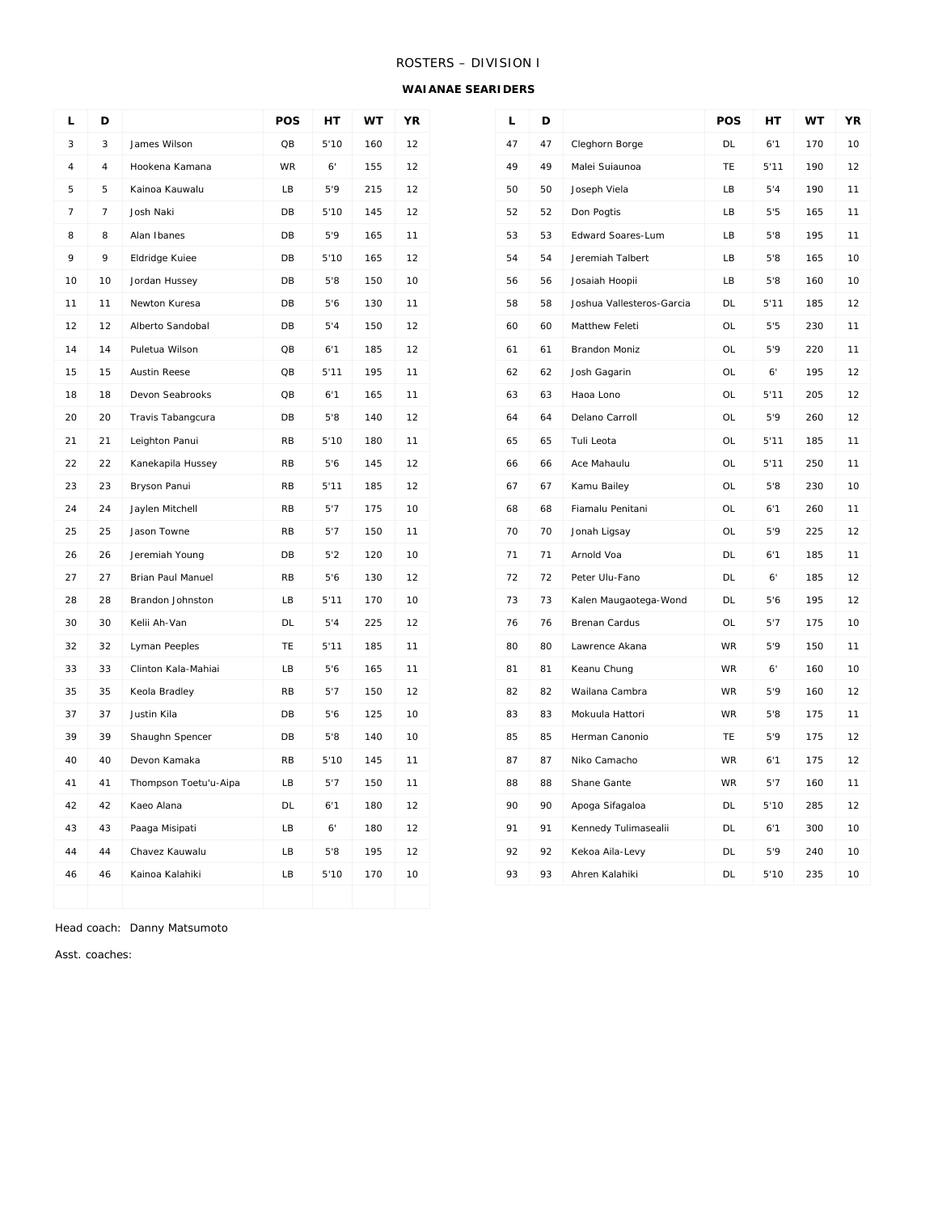ROSTERS – DIVISION I

**WAIANAE SEARIDERS**

| L | D | | POS | HT | WT | YR |
|---|---|---|---|---|---|---|
| 3 | 3 | James Wilson | QB | 5'10 | 160 | 12 |
| 4 | 4 | Hookena Kamana | WR | 6' | 155 | 12 |
| 5 | 5 | Kainoa Kauwalu | LB | 5'9 | 215 | 12 |
| 7 | 7 | Josh Naki | DB | 5'10 | 145 | 12 |
| 8 | 8 | Alan Ibanes | DB | 5'9 | 165 | 11 |
| 9 | 9 | Eldridge Kuiee | DB | 5'10 | 165 | 12 |
| 10 | 10 | Jordan Hussey | DB | 5'8 | 150 | 10 |
| 11 | 11 | Newton Kuresa | DB | 5'6 | 130 | 11 |
| 12 | 12 | Alberto Sandobal | DB | 5'4 | 150 | 12 |
| 14 | 14 | Puletua Wilson | QB | 6'1 | 185 | 12 |
| 15 | 15 | Austin Reese | QB | 5'11 | 195 | 11 |
| 18 | 18 | Devon Seabrooks | QB | 6'1 | 165 | 11 |
| 20 | 20 | Travis Tabangcura | DB | 5'8 | 140 | 12 |
| 21 | 21 | Leighton Panui | RB | 5'10 | 180 | 11 |
| 22 | 22 | Kanekapila Hussey | RB | 5'6 | 145 | 12 |
| 23 | 23 | Bryson Panui | RB | 5'11 | 185 | 12 |
| 24 | 24 | Jaylen Mitchell | RB | 5'7 | 175 | 10 |
| 25 | 25 | Jason Towne | RB | 5'7 | 150 | 11 |
| 26 | 26 | Jeremiah Young | DB | 5'2 | 120 | 10 |
| 27 | 27 | Brian Paul Manuel | RB | 5'6 | 130 | 12 |
| 28 | 28 | Brandon Johnston | LB | 5'11 | 170 | 10 |
| 30 | 30 | Kelii Ah-Van | DL | 5'4 | 225 | 12 |
| 32 | 32 | Lyman Peeples | TE | 5'11 | 185 | 11 |
| 33 | 33 | Clinton Kala-Mahiai | LB | 5'6 | 165 | 11 |
| 35 | 35 | Keola Bradley | RB | 5'7 | 150 | 12 |
| 37 | 37 | Justin Kila | DB | 5'6 | 125 | 10 |
| 39 | 39 | Shaughn Spencer | DB | 5'8 | 140 | 10 |
| 40 | 40 | Devon Kamaka | RB | 5'10 | 145 | 11 |
| 41 | 41 | Thompson Toetu'u-Aipa | LB | 5'7 | 150 | 11 |
| 42 | 42 | Kaeo Alana | DL | 6'1 | 180 | 12 |
| 43 | 43 | Paaga Misipati | LB | 6' | 180 | 12 |
| 44 | 44 | Chavez Kauwalu | LB | 5'8 | 195 | 12 |
| 46 | 46 | Kainoa Kalahiki | LB | 5'10 | 170 | 10 |
| 47 | 47 | Cleghorn Borge | DL | 6'1 | 170 | 10 |
| 49 | 49 | Malei Suiaunoa | TE | 5'11 | 190 | 12 |
| 50 | 50 | Joseph Viela | LB | 5'4 | 190 | 11 |
| 52 | 52 | Don Pogtis | LB | 5'5 | 165 | 11 |
| 53 | 53 | Edward Soares-Lum | LB | 5'8 | 195 | 11 |
| 54 | 54 | Jeremiah Talbert | LB | 5'8 | 165 | 10 |
| 56 | 56 | Josaiah Hoopii | LB | 5'8 | 160 | 10 |
| 58 | 58 | Joshua Vallesteros-Garcia | DL | 5'11 | 185 | 12 |
| 60 | 60 | Matthew Feleti | OL | 5'5 | 230 | 11 |
| 61 | 61 | Brandon Moniz | OL | 5'9 | 220 | 11 |
| 62 | 62 | Josh Gagarin | OL | 6' | 195 | 12 |
| 63 | 63 | Haoa Lono | OL | 5'11 | 205 | 12 |
| 64 | 64 | Delano Carroll | OL | 5'9 | 260 | 12 |
| 65 | 65 | Tuli Leota | OL | 5'11 | 185 | 11 |
| 66 | 66 | Ace Mahaulu | OL | 5'11 | 250 | 11 |
| 67 | 67 | Kamu Bailey | OL | 5'8 | 230 | 10 |
| 68 | 68 | Fiamalu Penitani | OL | 6'1 | 260 | 11 |
| 70 | 70 | Jonah Ligsay | OL | 5'9 | 225 | 12 |
| 71 | 71 | Arnold Voa | DL | 6'1 | 185 | 11 |
| 72 | 72 | Peter Ulu-Fano | DL | 6' | 185 | 12 |
| 73 | 73 | Kalen Maugaotega-Wond | DL | 5'6 | 195 | 12 |
| 76 | 76 | Brenan Cardus | OL | 5'7 | 175 | 10 |
| 80 | 80 | Lawrence Akana | WR | 5'9 | 150 | 11 |
| 81 | 81 | Keanu Chung | WR | 6' | 160 | 10 |
| 82 | 82 | Wailana Cambra | WR | 5'9 | 160 | 12 |
| 83 | 83 | Mokuula Hattori | WR | 5'8 | 175 | 11 |
| 85 | 85 | Herman Canonio | TE | 5'9 | 175 | 12 |
| 87 | 87 | Niko Camacho | WR | 6'1 | 175 | 12 |
| 88 | 88 | Shane Gante | WR | 5'7 | 160 | 11 |
| 90 | 90 | Apoga Sifagaloa | DL | 5'10 | 285 | 12 |
| 91 | 91 | Kennedy Tulimasealii | DL | 6'1 | 300 | 10 |
| 92 | 92 | Kekoa Aila-Levy | DL | 5'9 | 240 | 10 |
| 93 | 93 | Ahren Kalahiki | DL | 5'10 | 235 | 10 |

Head coach: Danny Matsumoto

Asst. coaches: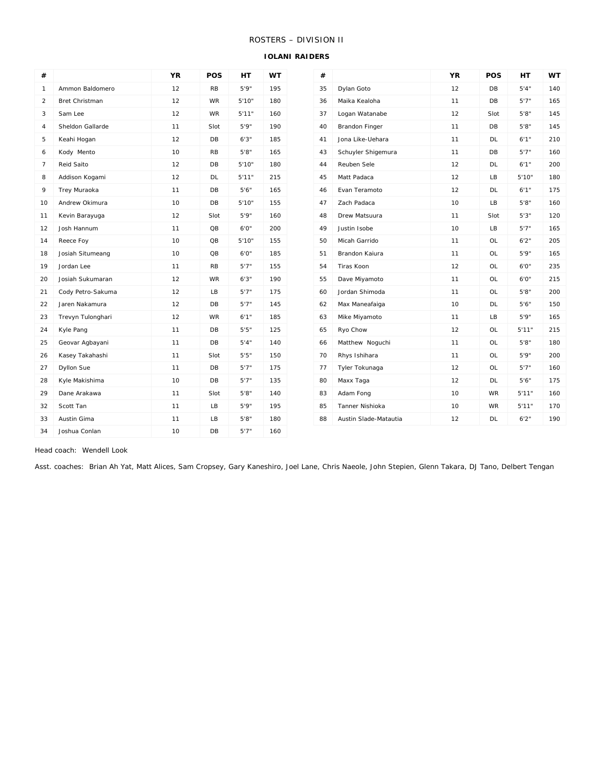ROSTERS – DIVISION II

**IOLANI RAIDERS**

| # | | YR | POS | HT | WT |
|---|---|---|---|---|---|
| 1 | Ammon Baldomero | 12 | RB | 5'9" | 195 |
| 2 | Bret Christman | 12 | WR | 5'10" | 180 |
| 3 | Sam Lee | 12 | WR | 5'11" | 160 |
| 4 | Sheldon Gallarde | 11 | Slot | 5'9" | 190 |
| 5 | Keahi Hogan | 12 | DB | 6'3" | 185 |
| 6 | Kody Mento | 10 | RB | 5'8" | 165 |
| 7 | Reid Saito | 12 | DB | 5'10" | 180 |
| 8 | Addison Kogami | 12 | DL | 5'11" | 215 |
| 9 | Trey Muraoka | 11 | DB | 5'6" | 165 |
| 10 | Andrew Okimura | 10 | DB | 5'10" | 155 |
| 11 | Kevin Barayuga | 12 | Slot | 5'9" | 160 |
| 12 | Josh Hannum | 11 | QB | 6'0" | 200 |
| 14 | Reece Foy | 10 | QB | 5'10" | 155 |
| 18 | Josiah Situmeang | 10 | QB | 6'0" | 185 |
| 19 | Jordan Lee | 11 | RB | 5'7" | 155 |
| 20 | Josiah Sukumaran | 12 | WR | 6'3" | 190 |
| 21 | Cody Petro-Sakuma | 12 | LB | 5'7" | 175 |
| 22 | Jaren Nakamura | 12 | DB | 5'7" | 145 |
| 23 | Trevyn Tulonghari | 12 | WR | 6'1" | 185 |
| 24 | Kyle Pang | 11 | DB | 5'5" | 125 |
| 25 | Geovar Agbayani | 11 | DB | 5'4" | 140 |
| 26 | Kasey Takahashi | 11 | Slot | 5'5" | 150 |
| 27 | Dyllon Sue | 11 | DB | 5'7" | 175 |
| 28 | Kyle Makishima | 10 | DB | 5'7" | 135 |
| 29 | Dane Arakawa | 11 | Slot | 5'8" | 140 |
| 32 | Scott Tan | 11 | LB | 5'9" | 195 |
| 33 | Austin Gima | 11 | LB | 5'8" | 180 |
| 34 | Joshua Conlan | 10 | DB | 5'7" | 160 |
| 35 | Dylan Goto | 12 | DB | 5'4" | 140 |
| 36 | Maika Kealoha | 11 | DB | 5'7" | 165 |
| 37 | Logan Watanabe | 12 | Slot | 5'8" | 145 |
| 40 | Brandon Finger | 11 | DB | 5'8" | 145 |
| 41 | Jona Like-Uehara | 11 | DL | 6'1" | 210 |
| 43 | Schuyler Shigemura | 11 | DB | 5'7" | 160 |
| 44 | Reuben Sele | 12 | DL | 6'1" | 200 |
| 45 | Matt Padaca | 12 | LB | 5'10" | 180 |
| 46 | Evan Teramoto | 12 | DL | 6'1" | 175 |
| 47 | Zach Padaca | 10 | LB | 5'8" | 160 |
| 48 | Drew Matsuura | 11 | Slot | 5'3" | 120 |
| 49 | Justin Isobe | 10 | LB | 5'7" | 165 |
| 50 | Micah Garrido | 11 | OL | 6'2" | 205 |
| 51 | Brandon Kaiura | 11 | OL | 5'9" | 165 |
| 54 | Tiras Koon | 12 | OL | 6'0" | 235 |
| 55 | Dave Miyamoto | 11 | OL | 6'0" | 215 |
| 60 | Jordan Shimoda | 11 | OL | 5'8" | 200 |
| 62 | Max Maneafaiga | 10 | DL | 5'6" | 150 |
| 63 | Mike Miyamoto | 11 | LB | 5'9" | 165 |
| 65 | Ryo Chow | 12 | OL | 5'11" | 215 |
| 66 | Matthew Noguchi | 11 | OL | 5'8" | 180 |
| 70 | Rhys Ishihara | 11 | OL | 5'9" | 200 |
| 77 | Tyler Tokunaga | 12 | OL | 5'7" | 160 |
| 80 | Maxx Taga | 12 | DL | 5'6" | 175 |
| 83 | Adam Fong | 10 | WR | 5'11" | 160 |
| 85 | Tanner Nishioka | 10 | WR | 5'11" | 170 |
| 88 | Austin Slade-Matautia | 12 | DL | 6'2" | 190 |

Head coach: Wendell Look

Asst. coaches: Brian Ah Yat, Matt Alices, Sam Cropsey, Gary Kaneshiro, Joel Lane, Chris Naeole, John Stepien, Glenn Takara, DJ Tano, Delbert Tengan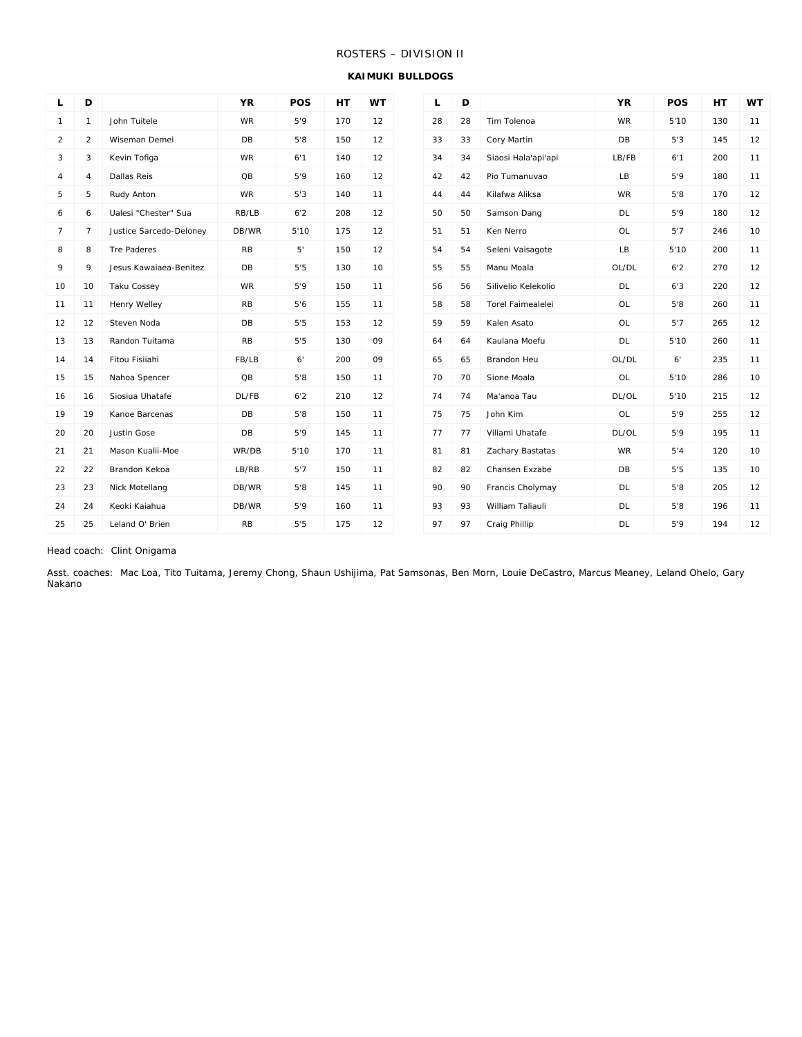ROSTERS – DIVISION II

**KAIMUKI BULLDOGS**

| L | D | | YR | POS | HT | WT |
|---|---|---|---|---|---|---|
| 1 | 1 | John Tuitele | WR | 5'9 | 170 | 12 |
| 2 | 2 | Wiseman Demei | DB | 5'8 | 150 | 12 |
| 3 | 3 | Kevin Tofiga | WR | 6'1 | 140 | 12 |
| 4 | 4 | Dallas Reis | QB | 5'9 | 160 | 12 |
| 5 | 5 | Rudy Anton | WR | 5'3 | 140 | 11 |
| 6 | 6 | Ualesi "Chester" Sua | RB/LB | 6'2 | 208 | 12 |
| 7 | 7 | Justice Sarcedo-Deloney | DB/WR | 5'10 | 175 | 12 |
| 8 | 8 | Tre Paderes | RB | 5' | 150 | 12 |
| 9 | 9 | Jesus Kawaiaea-Benitez | DB | 5'5 | 130 | 10 |
| 10 | 10 | Taku Cossey | WR | 5'9 | 150 | 11 |
| 11 | 11 | Henry Welley | RB | 5'6 | 155 | 11 |
| 12 | 12 | Steven Noda | DB | 5'5 | 153 | 12 |
| 13 | 13 | Randon Tuitama | RB | 5'5 | 130 | 09 |
| 14 | 14 | Fitou Fisiiahi | FB/LB | 6' | 200 | 09 |
| 15 | 15 | Nahoa Spencer | QB | 5'8 | 150 | 11 |
| 16 | 16 | Siosiua Uhatafe | DL/FB | 6'2 | 210 | 12 |
| 19 | 19 | Kanoe Barcenas | DB | 5'8 | 150 | 11 |
| 20 | 20 | Justin Gose | DB | 5'9 | 145 | 11 |
| 21 | 21 | Mason Kualii-Moe | WR/DB | 5'10 | 170 | 11 |
| 22 | 22 | Brandon Kekoa | LB/RB | 5'7 | 150 | 11 |
| 23 | 23 | Nick Motellang | DB/WR | 5'8 | 145 | 11 |
| 24 | 24 | Keoki Kaiahua | DB/WR | 5'9 | 160 | 11 |
| 25 | 25 | Leland O' Brien | RB | 5'5 | 175 | 12 |
| 28 | 28 | Tim Tolenoa | WR | 5'10 | 130 | 11 |
| 33 | 33 | Cory Martin | DB | 5'3 | 145 | 12 |
| 34 | 34 | Siaosi Hala'api'api | LB/FB | 6'1 | 200 | 11 |
| 42 | 42 | Pio Tumanuvao | LB | 5'9 | 180 | 11 |
| 44 | 44 | Kilafwa Aliksa | WR | 5'8 | 170 | 12 |
| 50 | 50 | Samson Dang | DL | 5'9 | 180 | 12 |
| 51 | 51 | Ken Nerro | OL | 5'7 | 246 | 10 |
| 54 | 54 | Seleni Vaisagote | LB | 5'10 | 200 | 11 |
| 55 | 55 | Manu Moala | OL/DL | 6'2 | 270 | 12 |
| 56 | 56 | Silivelio Kelekolio | DL | 6'3 | 220 | 12 |
| 58 | 58 | Torel Faimealelei | OL | 5'8 | 260 | 11 |
| 59 | 59 | Kalen Asato | OL | 5'7 | 265 | 12 |
| 64 | 64 | Kaulana Moefu | DL | 5'10 | 260 | 11 |
| 65 | 65 | Brandon Heu | OL/DL | 6' | 235 | 11 |
| 70 | 70 | Sione Moala | OL | 5'10 | 286 | 10 |
| 74 | 74 | Ma'anoa Tau | DL/OL | 5'10 | 215 | 12 |
| 75 | 75 | John Kim | OL | 5'9 | 255 | 12 |
| 77 | 77 | Viliami Uhatafe | DL/OL | 5'9 | 195 | 11 |
| 81 | 81 | Zachary Bastatas | WR | 5'4 | 120 | 10 |
| 82 | 82 | Chansen Exzabe | DB | 5'5 | 135 | 10 |
| 90 | 90 | Francis Cholymay | DL | 5'8 | 205 | 12 |
| 93 | 93 | William Taliauli | DL | 5'8 | 196 | 11 |
| 97 | 97 | Craig Phillip | DL | 5'9 | 194 | 12 |

Head coach: Clint Onigama

Asst. coaches: Mac Loa, Tito Tuitama, Jeremy Chong, Shaun Ushijima, Pat Samsonas, Ben Morn, Louie DeCastro, Marcus Meaney, Leland Ohelo, Gary Nakano